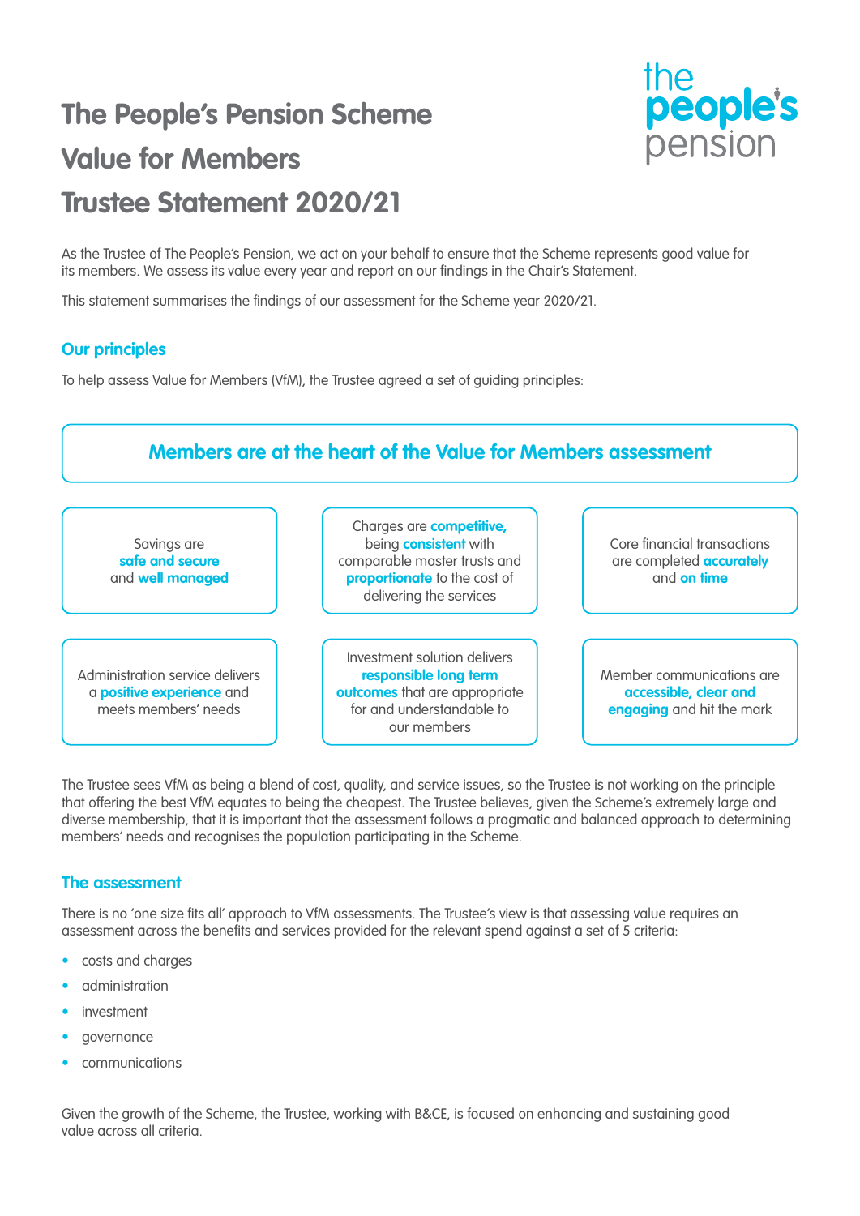# The People's Pension Scheme
# Value for Members
# Trustee Statement 2020/21

As the Trustee of The People's Pension, we act on your behalf to ensure that the Scheme represents good value for its members. We assess its value every year and report on our findings in the Chair's Statement.

This statement summarises the findings of our assessment for the Scheme year 2020/21.

## Our principles

To help assess Value for Members (VfM), the Trustee agreed a set of guiding principles:

**Members are at the heart of the Value for Members assessment**

- Savings are **safe and secure** and **well managed**
- Charges are **competitive,** being **consistent** with comparable master trusts and **proportionate** to the cost of delivering the services
- Core financial transactions are completed **accurately** and **on time**
- Administration service delivers a **positive experience** and meets members' needs
- Investment solution delivers **responsible long term outcomes** that are appropriate for and understandable to our members
- Member communications are **accessible, clear and engaging** and hit the mark

The Trustee sees VfM as being a blend of cost, quality, and service issues, so the Trustee is not working on the principle that offering the best VfM equates to being the cheapest. The Trustee believes, given the Scheme's extremely large and diverse membership, that it is important that the assessment follows a pragmatic and balanced approach to determining members' needs and recognises the population participating in the Scheme.

## The assessment

There is no 'one size fits all' approach to VfM assessments. The Trustee's view is that assessing value requires an assessment across the benefits and services provided for the relevant spend against a set of 5 criteria:

- costs and charges
- administration
- investment
- governance
- communications

Given the growth of the Scheme, the Trustee, working with B&CE, is focused on enhancing and sustaining good value across all criteria.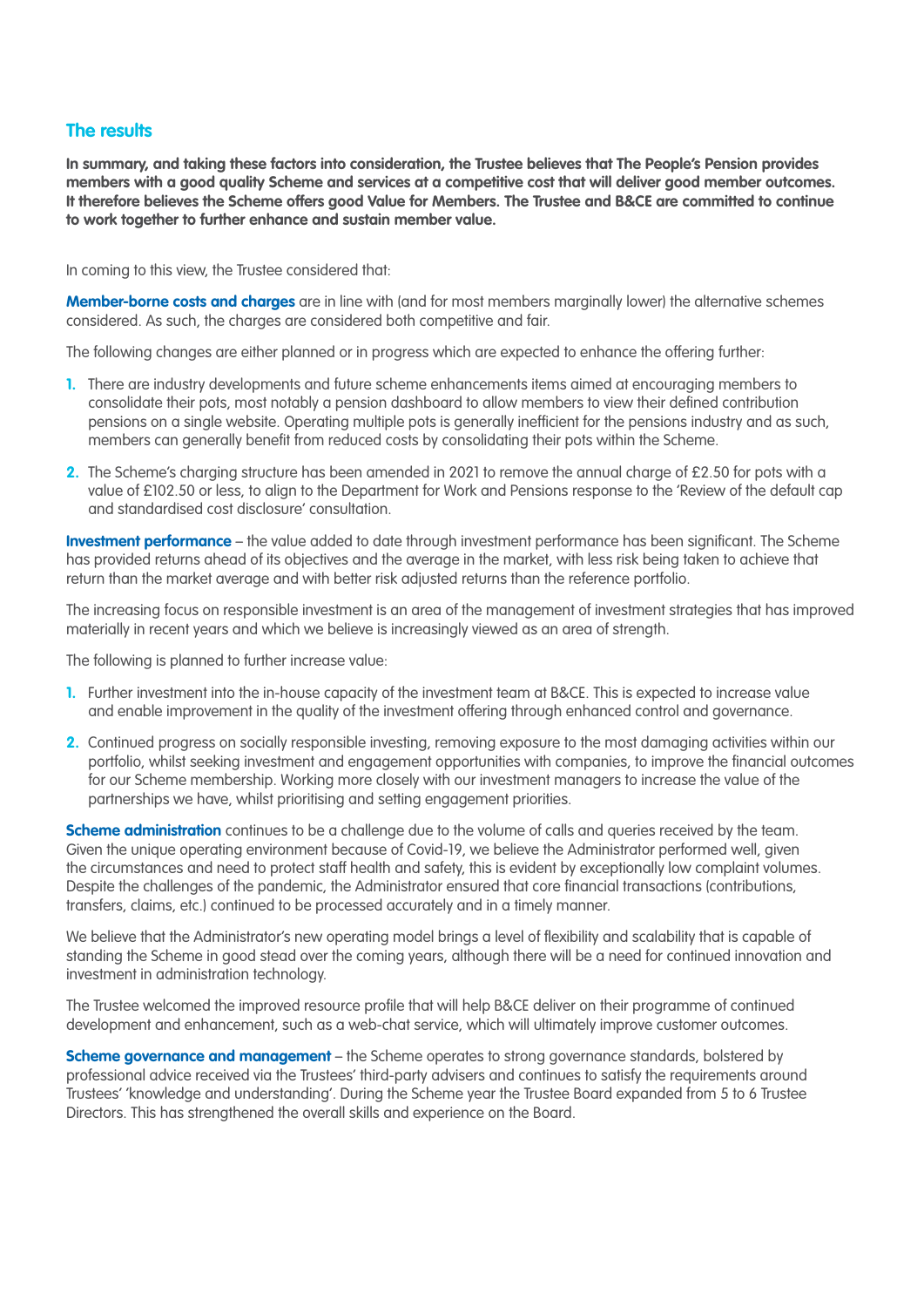## The results

**In summary, and taking these factors into consideration, the Trustee believes that The People's Pension provides members with a good quality Scheme and services at a competitive cost that will deliver good member outcomes. It therefore believes the Scheme offers good Value for Members. The Trustee and B&CE are committed to continue to work together to further enhance and sustain member value.**

In coming to this view, the Trustee considered that:

**Member-borne costs and charges** are in line with (and for most members marginally lower) the alternative schemes considered. As such, the charges are considered both competitive and fair.

The following changes are either planned or in progress which are expected to enhance the offering further:

1. There are industry developments and future scheme enhancements items aimed at encouraging members to consolidate their pots, most notably a pension dashboard to allow members to view their defined contribution pensions on a single website. Operating multiple pots is generally inefficient for the pensions industry and as such, members can generally benefit from reduced costs by consolidating their pots within the Scheme.
2. The Scheme's charging structure has been amended in 2021 to remove the annual charge of £2.50 for pots with a value of £102.50 or less, to align to the Department for Work and Pensions response to the 'Review of the default cap and standardised cost disclosure' consultation.

**Investment performance** – the value added to date through investment performance has been significant. The Scheme has provided returns ahead of its objectives and the average in the market, with less risk being taken to achieve that return than the market average and with better risk adjusted returns than the reference portfolio.

The increasing focus on responsible investment is an area of the management of investment strategies that has improved materially in recent years and which we believe is increasingly viewed as an area of strength.

The following is planned to further increase value:

1. Further investment into the in-house capacity of the investment team at B&CE. This is expected to increase value and enable improvement in the quality of the investment offering through enhanced control and governance.
2. Continued progress on socially responsible investing, removing exposure to the most damaging activities within our portfolio, whilst seeking investment and engagement opportunities with companies, to improve the financial outcomes for our Scheme membership. Working more closely with our investment managers to increase the value of the partnerships we have, whilst prioritising and setting engagement priorities.

**Scheme administration** continues to be a challenge due to the volume of calls and queries received by the team. Given the unique operating environment because of Covid-19, we believe the Administrator performed well, given the circumstances and need to protect staff health and safety, this is evident by exceptionally low complaint volumes. Despite the challenges of the pandemic, the Administrator ensured that core financial transactions (contributions, transfers, claims, etc.) continued to be processed accurately and in a timely manner.

We believe that the Administrator's new operating model brings a level of flexibility and scalability that is capable of standing the Scheme in good stead over the coming years, although there will be a need for continued innovation and investment in administration technology.

The Trustee welcomed the improved resource profile that will help B&CE deliver on their programme of continued development and enhancement, such as a web-chat service, which will ultimately improve customer outcomes.

**Scheme governance and management** – the Scheme operates to strong governance standards, bolstered by professional advice received via the Trustees' third-party advisers and continues to satisfy the requirements around Trustees' 'knowledge and understanding'. During the Scheme year the Trustee Board expanded from 5 to 6 Trustee Directors. This has strengthened the overall skills and experience on the Board.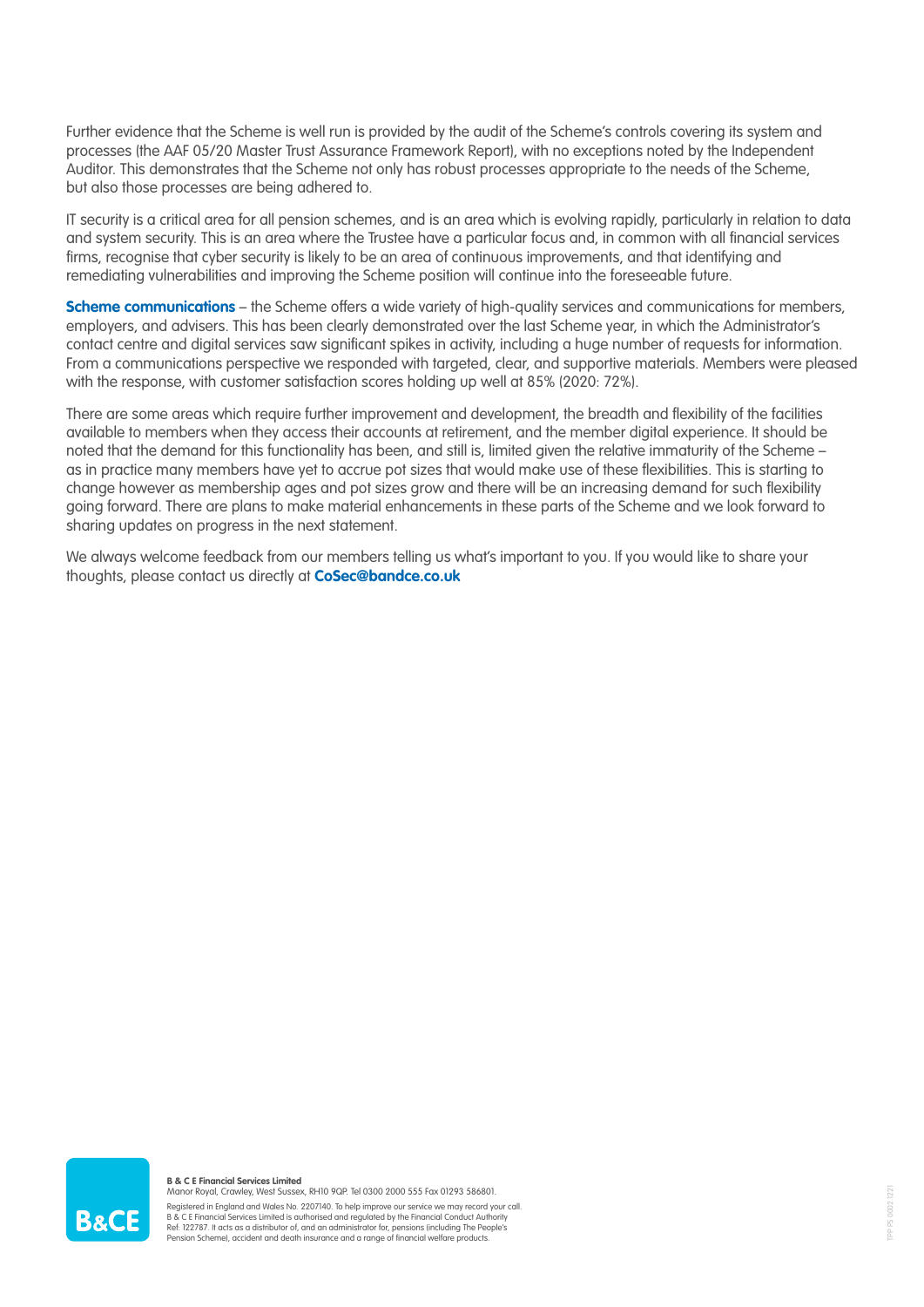Further evidence that the Scheme is well run is provided by the audit of the Scheme's controls covering its system and processes (the AAF 05/20 Master Trust Assurance Framework Report), with no exceptions noted by the Independent Auditor. This demonstrates that the Scheme not only has robust processes appropriate to the needs of the Scheme, but also those processes are being adhered to.

IT security is a critical area for all pension schemes, and is an area which is evolving rapidly, particularly in relation to data and system security. This is an area where the Trustee have a particular focus and, in common with all financial services firms, recognise that cyber security is likely to be an area of continuous improvements, and that identifying and remediating vulnerabilities and improving the Scheme position will continue into the foreseeable future.

**Scheme communications** – the Scheme offers a wide variety of high-quality services and communications for members, employers, and advisers. This has been clearly demonstrated over the last Scheme year, in which the Administrator's contact centre and digital services saw significant spikes in activity, including a huge number of requests for information. From a communications perspective we responded with targeted, clear, and supportive materials. Members were pleased with the response, with customer satisfaction scores holding up well at 85% (2020: 72%).

There are some areas which require further improvement and development, the breadth and flexibility of the facilities available to members when they access their accounts at retirement, and the member digital experience. It should be noted that the demand for this functionality has been, and still is, limited given the relative immaturity of the Scheme – as in practice many members have yet to accrue pot sizes that would make use of these flexibilities. This is starting to change however as membership ages and pot sizes grow and there will be an increasing demand for such flexibility going forward. There are plans to make material enhancements in these parts of the Scheme and we look forward to sharing updates on progress in the next statement.

We always welcome feedback from our members telling us what's important to you. If you would like to share your thoughts, please contact us directly at **CoSec@bandce.co.uk**

**B & C E Financial Services Limited**
Manor Royal, Crawley, West Sussex, RH10 9QP. Tel 0300 2000 555 Fax 01293 586801.
Registered in England and Wales No. 2207140. To help improve our service we may record your call. B & C E Financial Services Limited is authorised and regulated by the Financial Conduct Authority Ref. 122787. It acts as a distributor of, and an administrator for, pensions (including The People's Pension Scheme), accident and death insurance and a range of financial welfare products.

TPP PS 0002 1221